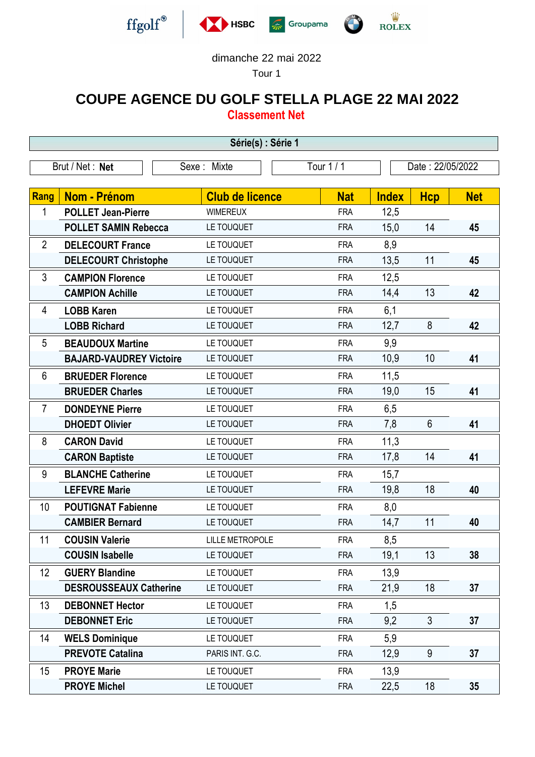dimanche 22 mai 2022

Tour 1

# COUPE AGENCE DU GOLF STELLA PLAGE 22 MAI 2022

## Classement Net

**Série(s) : Série 1**

| Brut / Net : **Net** | Sexe : Mixte | Tour 1 / 1 | Date : 22/05/2022 |
|---|---|---|---|

| Rang | Nom - Prénom | Club de licence | Nat | Index | Hcp | Net |
|---|---|---|---|---|---|---|
| 1 | **POLLET Jean-Pierre** | WIMEREUX | FRA | 12,5 | | |
| | **POLLET SAMIN Rebecca** | LE TOUQUET | FRA | 15,0 | 14 | **45** |
| 2 | **DELECOURT France** | LE TOUQUET | FRA | 8,9 | | |
| | **DELECOURT Christophe** | LE TOUQUET | FRA | 13,5 | 11 | **45** |
| 3 | **CAMPION Florence** | LE TOUQUET | FRA | 12,5 | | |
| | **CAMPION Achille** | LE TOUQUET | FRA | 14,4 | 13 | **42** |
| 4 | **LOBB Karen** | LE TOUQUET | FRA | 6,1 | | |
| | **LOBB Richard** | LE TOUQUET | FRA | 12,7 | 8 | **42** |
| 5 | **BEAUDOUX Martine** | LE TOUQUET | FRA | 9,9 | | |
| | **BAJARD-VAUDREY Victoire** | LE TOUQUET | FRA | 10,9 | 10 | **41** |
| 6 | **BRUEDER Florence** | LE TOUQUET | FRA | 11,5 | | |
| | **BRUEDER Charles** | LE TOUQUET | FRA | 19,0 | 15 | **41** |
| 7 | **DONDEYNE Pierre** | LE TOUQUET | FRA | 6,5 | | |
| | **DHOEDT Olivier** | LE TOUQUET | FRA | 7,8 | 6 | **41** |
| 8 | **CARON David** | LE TOUQUET | FRA | 11,3 | | |
| | **CARON Baptiste** | LE TOUQUET | FRA | 17,8 | 14 | **41** |
| 9 | **BLANCHE Catherine** | LE TOUQUET | FRA | 15,7 | | |
| | **LEFEVRE Marie** | LE TOUQUET | FRA | 19,8 | 18 | **40** |
| 10 | **POUTIGNAT Fabienne** | LE TOUQUET | FRA | 8,0 | | |
| | **CAMBIER Bernard** | LE TOUQUET | FRA | 14,7 | 11 | **40** |
| 11 | **COUSIN Valerie** | LILLE METROPOLE | FRA | 8,5 | | |
| | **COUSIN Isabelle** | LE TOUQUET | FRA | 19,1 | 13 | **38** |
| 12 | **GUERY Blandine** | LE TOUQUET | FRA | 13,9 | | |
| | **DESROUSSEAUX Catherine** | LE TOUQUET | FRA | 21,9 | 18 | **37** |
| 13 | **DEBONNET Hector** | LE TOUQUET | FRA | 1,5 | | |
| | **DEBONNET Eric** | LE TOUQUET | FRA | 9,2 | 3 | **37** |
| 14 | **WELS Dominique** | LE TOUQUET | FRA | 5,9 | | |
| | **PREVOTE Catalina** | PARIS INT. G.C. | FRA | 12,9 | 9 | **37** |
| 15 | **PROYE Marie** | LE TOUQUET | FRA | 13,9 | | |
| | **PROYE Michel** | LE TOUQUET | FRA | 22,5 | 18 | **35** |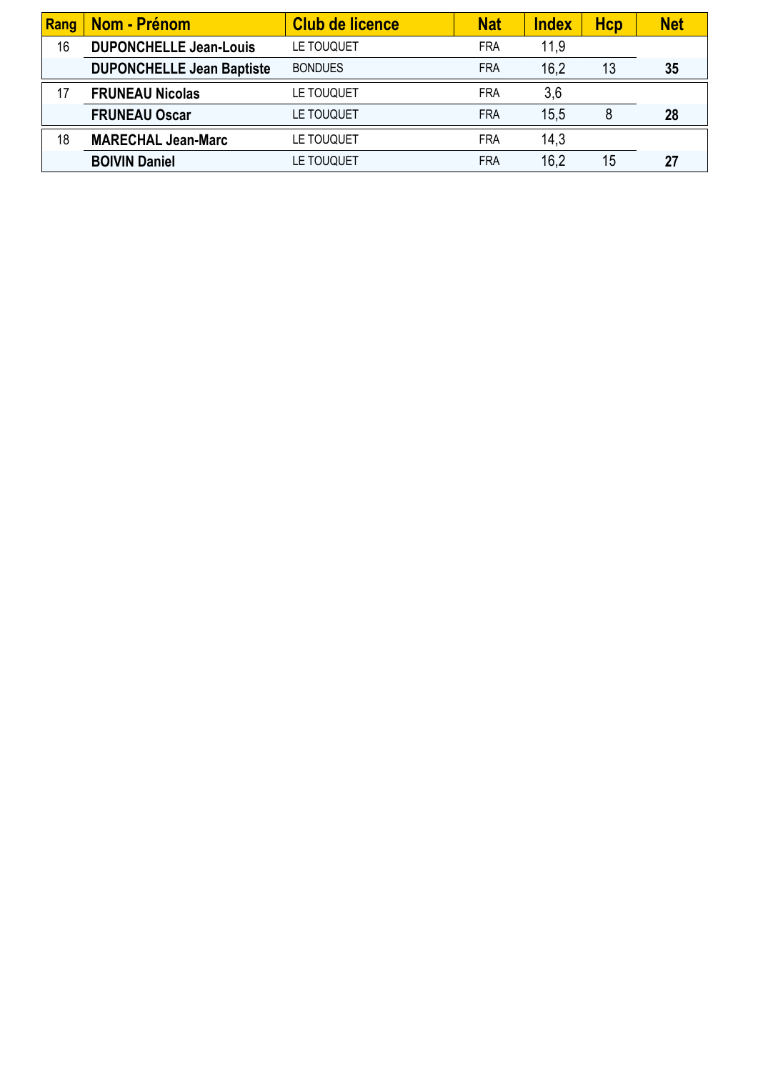| Rang | Nom - Prénom | Club de licence | Nat | Index | Hcp | Net |
|---|---|---|---|---|---|---|
| 16 | **DUPONCHELLE Jean-Louis** | LE TOUQUET | FRA | 11,9 | | |
| | **DUPONCHELLE Jean Baptiste** | BONDUES | FRA | 16,2 | 13 | **35** |
| 17 | **FRUNEAU Nicolas** | LE TOUQUET | FRA | 3,6 | | |
| | **FRUNEAU Oscar** | LE TOUQUET | FRA | 15,5 | 8 | **28** |
| 18 | **MARECHAL Jean-Marc** | LE TOUQUET | FRA | 14,3 | | |
| | **BOIVIN Daniel** | LE TOUQUET | FRA | 16,2 | 15 | **27** |